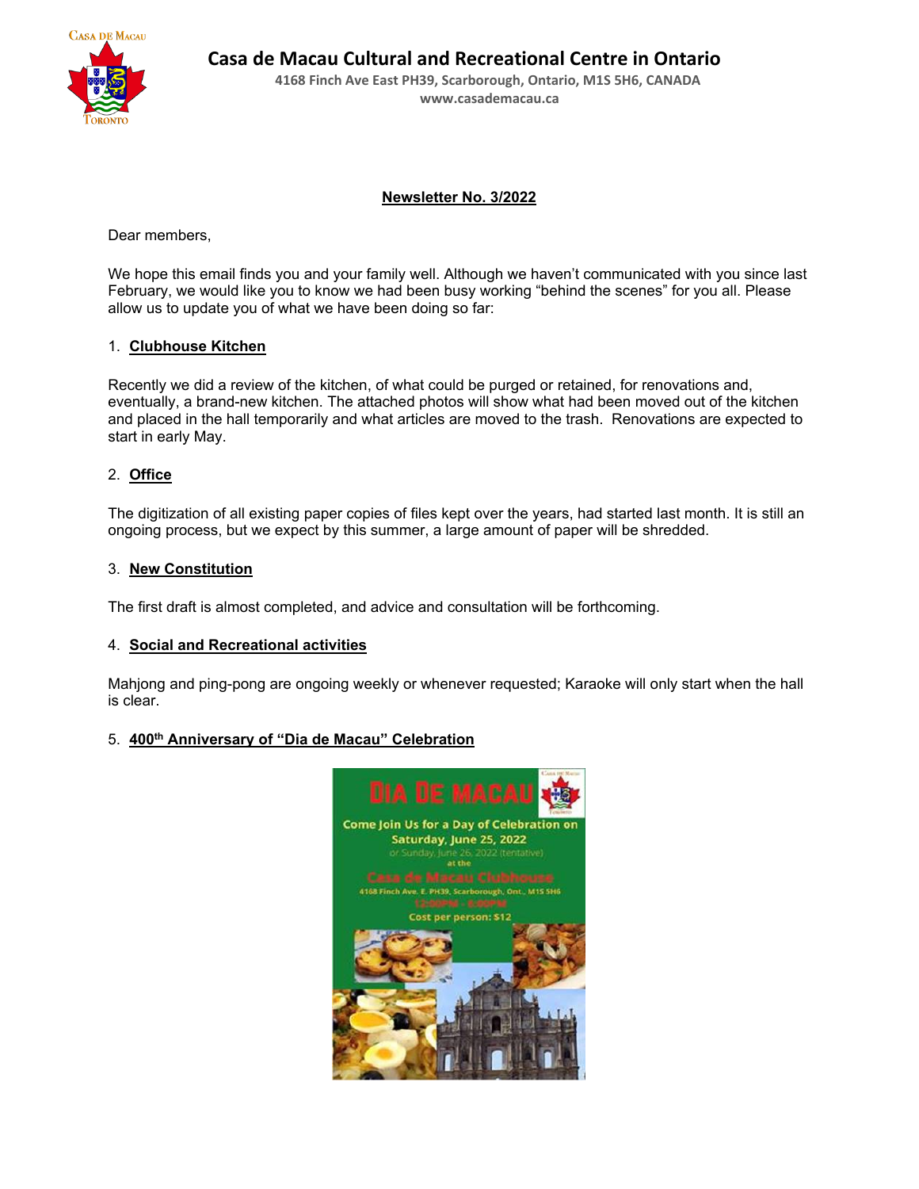# Casa de Macau Cultural and Recreational Centre in Ontario

4168 Finch Ave East PH39, Scarborough, Ontario, M1S 5H6, CANADA
www.casademacau.ca

## Newsletter No. 3/2022

Dear members,

We hope this email finds you and your family well. Although we haven't communicated with you since last February, we would like you to know we had been busy working "behind the scenes" for you all. Please allow us to update you of what we have been doing so far:

1. **Clubhouse Kitchen**

Recently we did a review of the kitchen, of what could be purged or retained, for renovations and, eventually, a brand-new kitchen. The attached photos will show what had been moved out of the kitchen and placed in the hall temporarily and what articles are moved to the trash. Renovations are expected to start in early May.

2. **Office**

The digitization of all existing paper copies of files kept over the years, had started last month. It is still an ongoing process, but we expect by this summer, a large amount of paper will be shredded.

3. **New Constitution**

The first draft is almost completed, and advice and consultation will be forthcoming.

4. **Social and Recreational activities**

Mahjong and ping-pong are ongoing weekly or whenever requested; Karaoke will only start when the hall is clear.

5. **400th Anniversary of "Dia de Macau" Celebration**

DIA DE MACAU

Come Join Us for a Day of Celebration on Saturday, June 25, 2022

or Sunday, June 26, 2022 (tentative)

at the

Casa de Macau Clubhouse

4168 Finch Ave. E. PH39, Scarborough, Ont., M1S 5H6

12:00PM - 6:00PM

Cost per person: $12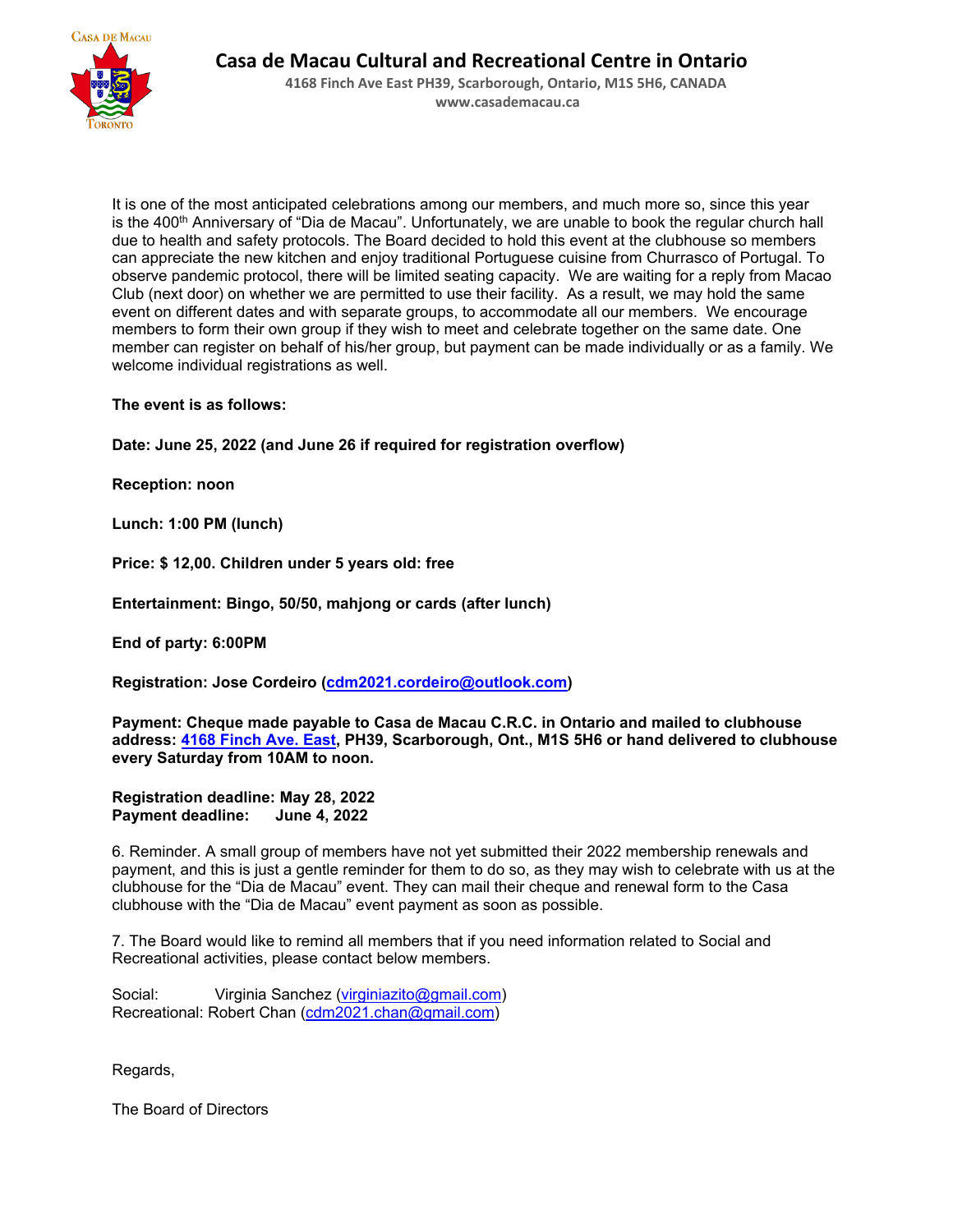# Casa de Macau Cultural and Recreational Centre in Ontario

4168 Finch Ave East PH39, Scarborough, Ontario, M1S 5H6, CANADA
www.casademacau.ca

It is one of the most anticipated celebrations among our members, and much more so, since this year is the 400th Anniversary of "Dia de Macau". Unfortunately, we are unable to book the regular church hall due to health and safety protocols. The Board decided to hold this event at the clubhouse so members can appreciate the new kitchen and enjoy traditional Portuguese cuisine from Churrasco of Portugal. To observe pandemic protocol, there will be limited seating capacity. We are waiting for a reply from Macao Club (next door) on whether we are permitted to use their facility. As a result, we may hold the same event on different dates and with separate groups, to accommodate all our members. We encourage members to form their own group if they wish to meet and celebrate together on the same date. One member can register on behalf of his/her group, but payment can be made individually or as a family. We welcome individual registrations as well.

**The event is as follows:**

**Date: June 25, 2022 (and June 26 if required for registration overflow)**

**Reception: noon**

**Lunch: 1:00 PM (lunch)**

**Price: $ 12,00. Children under 5 years old: free**

**Entertainment: Bingo, 50/50, mahjong or cards (after lunch)**

**End of party: 6:00PM**

**Registration: Jose Cordeiro (cdm2021.cordeiro@outlook.com)**

**Payment: Cheque made payable to Casa de Macau C.R.C. in Ontario and mailed to clubhouse address: 4168 Finch Ave. East, PH39, Scarborough, Ont., M1S 5H6 or hand delivered to clubhouse every Saturday from 10AM to noon.**

**Registration deadline: May 28, 2022**
**Payment deadline: June 4, 2022**

6. Reminder. A small group of members have not yet submitted their 2022 membership renewals and payment, and this is just a gentle reminder for them to do so, as they may wish to celebrate with us at the clubhouse for the "Dia de Macau" event. They can mail their cheque and renewal form to the Casa clubhouse with the "Dia de Macau" event payment as soon as possible.

7. The Board would like to remind all members that if you need information related to Social and Recreational activities, please contact below members.

Social: Virginia Sanchez (virginiazito@gmail.com)
Recreational: Robert Chan (cdm2021.chan@gmail.com)

Regards,

The Board of Directors